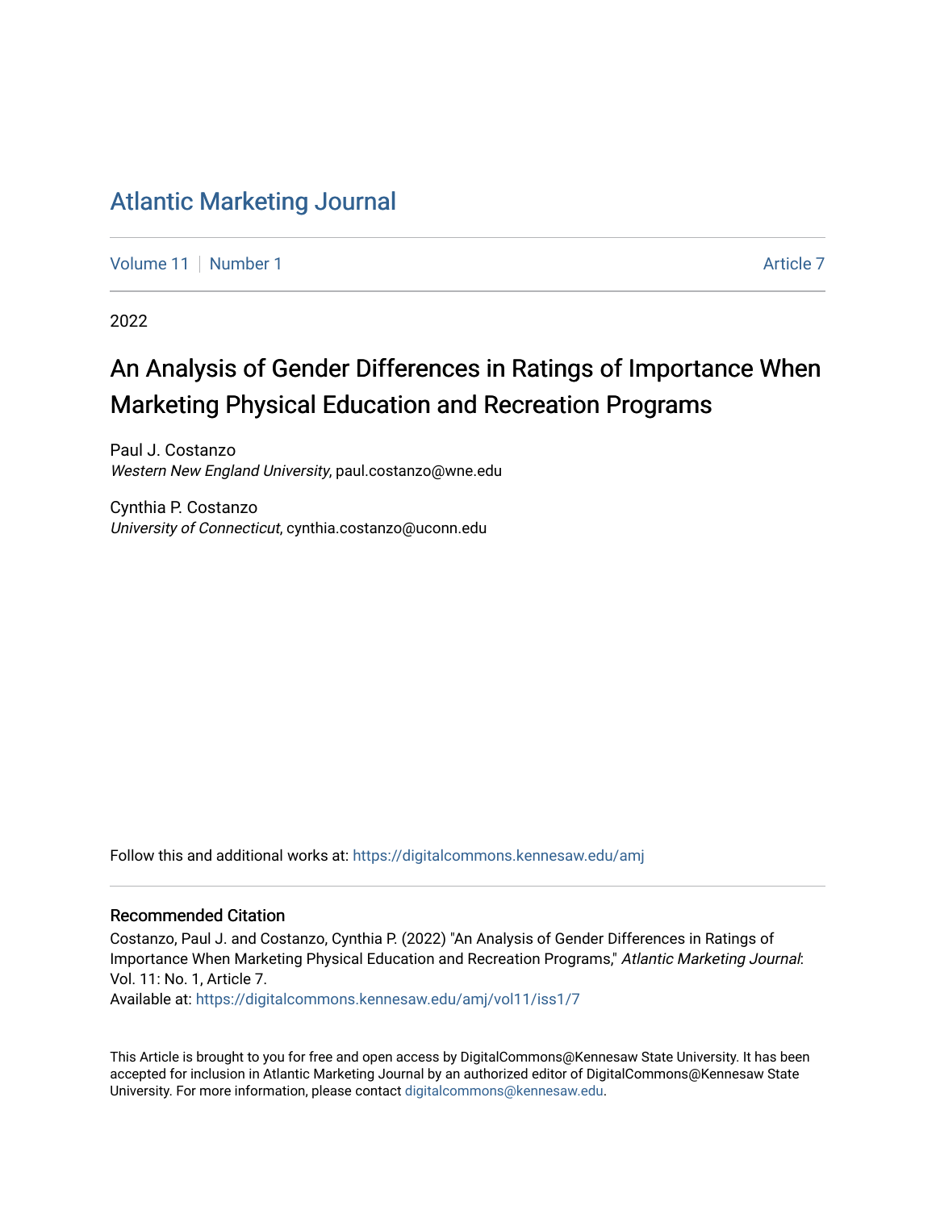# Atlantic Marketing Journal

Volume 11 | Number 1 | Article 7

2022

## An Analysis of Gender Differences in Ratings of Importance When Marketing Physical Education and Recreation Programs

Paul J. Costanzo
*Western New England University*, paul.costanzo@wne.edu

Cynthia P. Costanzo
*University of Connecticut*, cynthia.costanzo@uconn.edu

Follow this and additional works at: https://digitalcommons.kennesaw.edu/amj

### Recommended Citation

Costanzo, Paul J. and Costanzo, Cynthia P. (2022) "An Analysis of Gender Differences in Ratings of Importance When Marketing Physical Education and Recreation Programs," *Atlantic Marketing Journal*: Vol. 11: No. 1, Article 7.
Available at: https://digitalcommons.kennesaw.edu/amj/vol11/iss1/7

This Article is brought to you for free and open access by DigitalCommons@Kennesaw State University. It has been accepted for inclusion in Atlantic Marketing Journal by an authorized editor of DigitalCommons@Kennesaw State University. For more information, please contact digitalcommons@kennesaw.edu.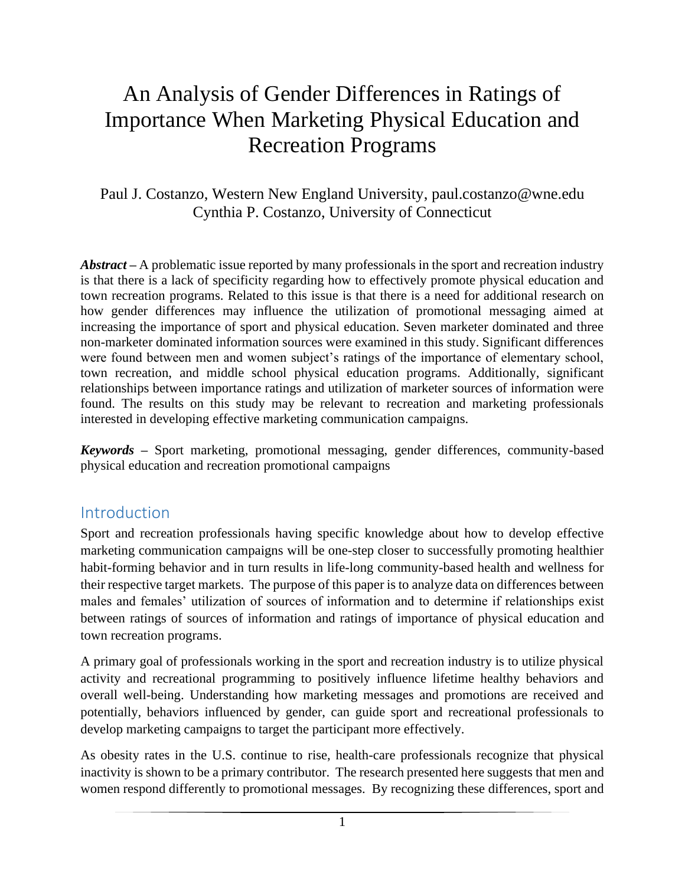# An Analysis of Gender Differences in Ratings of Importance When Marketing Physical Education and Recreation Programs

Paul J. Costanzo, Western New England University, paul.costanzo@wne.edu
Cynthia P. Costanzo, University of Connecticut

***Abstract*** – A problematic issue reported by many professionals in the sport and recreation industry is that there is a lack of specificity regarding how to effectively promote physical education and town recreation programs. Related to this issue is that there is a need for additional research on how gender differences may influence the utilization of promotional messaging aimed at increasing the importance of sport and physical education. Seven marketer dominated and three non-marketer dominated information sources were examined in this study. Significant differences were found between men and women subject's ratings of the importance of elementary school, town recreation, and middle school physical education programs. Additionally, significant relationships between importance ratings and utilization of marketer sources of information were found. The results on this study may be relevant to recreation and marketing professionals interested in developing effective marketing communication campaigns.

***Keywords*** – Sport marketing, promotional messaging, gender differences, community-based physical education and recreation promotional campaigns

## Introduction

Sport and recreation professionals having specific knowledge about how to develop effective marketing communication campaigns will be one-step closer to successfully promoting healthier habit-forming behavior and in turn results in life-long community-based health and wellness for their respective target markets. The purpose of this paper is to analyze data on differences between males and females' utilization of sources of information and to determine if relationships exist between ratings of sources of information and ratings of importance of physical education and town recreation programs.

A primary goal of professionals working in the sport and recreation industry is to utilize physical activity and recreational programming to positively influence lifetime healthy behaviors and overall well-being. Understanding how marketing messages and promotions are received and potentially, behaviors influenced by gender, can guide sport and recreational professionals to develop marketing campaigns to target the participant more effectively.

As obesity rates in the U.S. continue to rise, health-care professionals recognize that physical inactivity is shown to be a primary contributor. The research presented here suggests that men and women respond differently to promotional messages. By recognizing these differences, sport and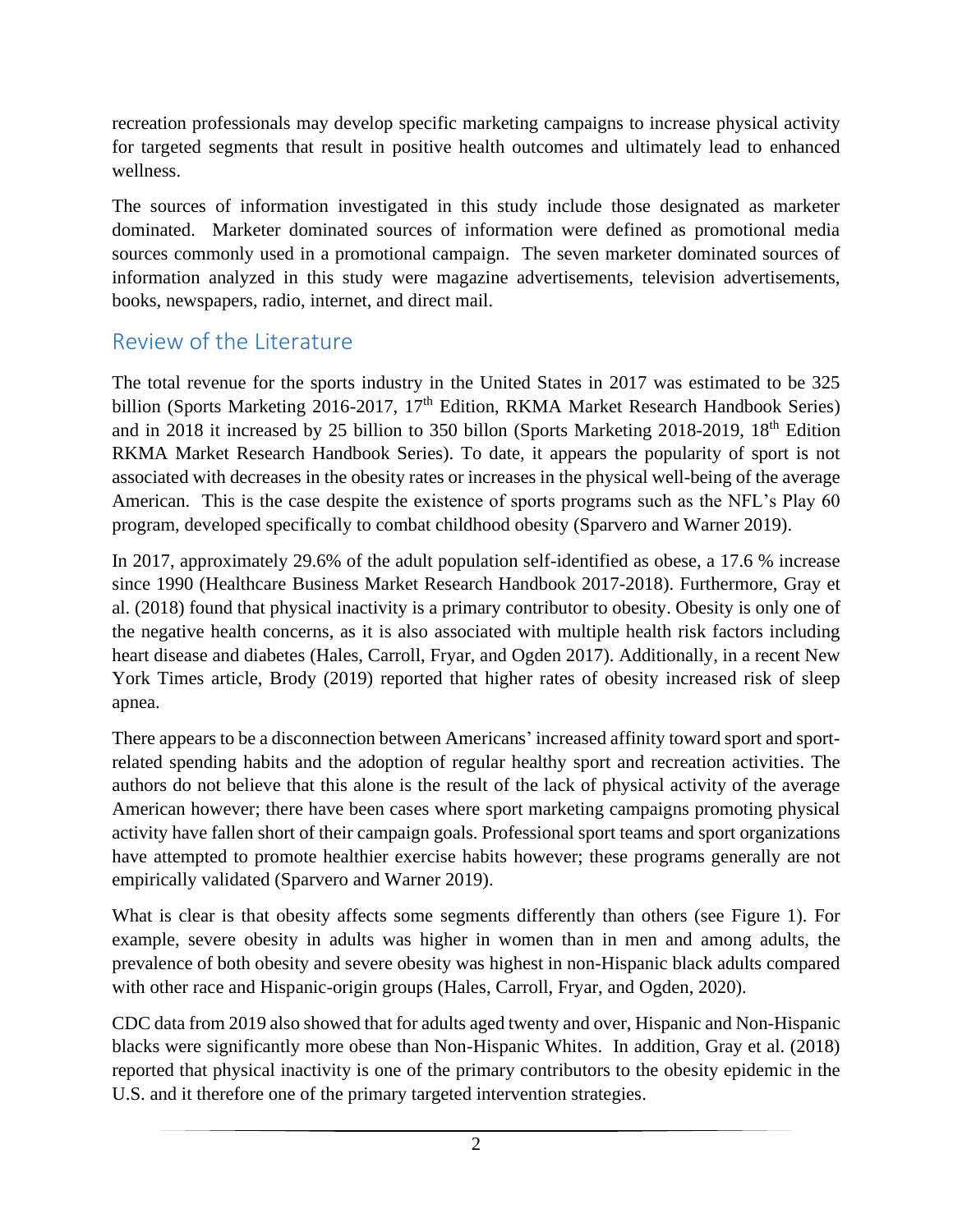recreation professionals may develop specific marketing campaigns to increase physical activity for targeted segments that result in positive health outcomes and ultimately lead to enhanced wellness.

The sources of information investigated in this study include those designated as marketer dominated. Marketer dominated sources of information were defined as promotional media sources commonly used in a promotional campaign. The seven marketer dominated sources of information analyzed in this study were magazine advertisements, television advertisements, books, newspapers, radio, internet, and direct mail.

## Review of the Literature

The total revenue for the sports industry in the United States in 2017 was estimated to be 325 billion (Sports Marketing 2016-2017, 17th Edition, RKMA Market Research Handbook Series) and in 2018 it increased by 25 billion to 350 billon (Sports Marketing 2018-2019, 18th Edition RKMA Market Research Handbook Series). To date, it appears the popularity of sport is not associated with decreases in the obesity rates or increases in the physical well-being of the average American. This is the case despite the existence of sports programs such as the NFL's Play 60 program, developed specifically to combat childhood obesity (Sparvero and Warner 2019).

In 2017, approximately 29.6% of the adult population self-identified as obese, a 17.6 % increase since 1990 (Healthcare Business Market Research Handbook 2017-2018). Furthermore, Gray et al. (2018) found that physical inactivity is a primary contributor to obesity. Obesity is only one of the negative health concerns, as it is also associated with multiple health risk factors including heart disease and diabetes (Hales, Carroll, Fryar, and Ogden 2017). Additionally, in a recent New York Times article, Brody (2019) reported that higher rates of obesity increased risk of sleep apnea.

There appears to be a disconnection between Americans' increased affinity toward sport and sport-related spending habits and the adoption of regular healthy sport and recreation activities. The authors do not believe that this alone is the result of the lack of physical activity of the average American however; there have been cases where sport marketing campaigns promoting physical activity have fallen short of their campaign goals. Professional sport teams and sport organizations have attempted to promote healthier exercise habits however; these programs generally are not empirically validated (Sparvero and Warner 2019).

What is clear is that obesity affects some segments differently than others (see Figure 1). For example, severe obesity in adults was higher in women than in men and among adults, the prevalence of both obesity and severe obesity was highest in non-Hispanic black adults compared with other race and Hispanic-origin groups (Hales, Carroll, Fryar, and Ogden, 2020).

CDC data from 2019 also showed that for adults aged twenty and over, Hispanic and Non-Hispanic blacks were significantly more obese than Non-Hispanic Whites. In addition, Gray et al. (2018) reported that physical inactivity is one of the primary contributors to the obesity epidemic in the U.S. and it therefore one of the primary targeted intervention strategies.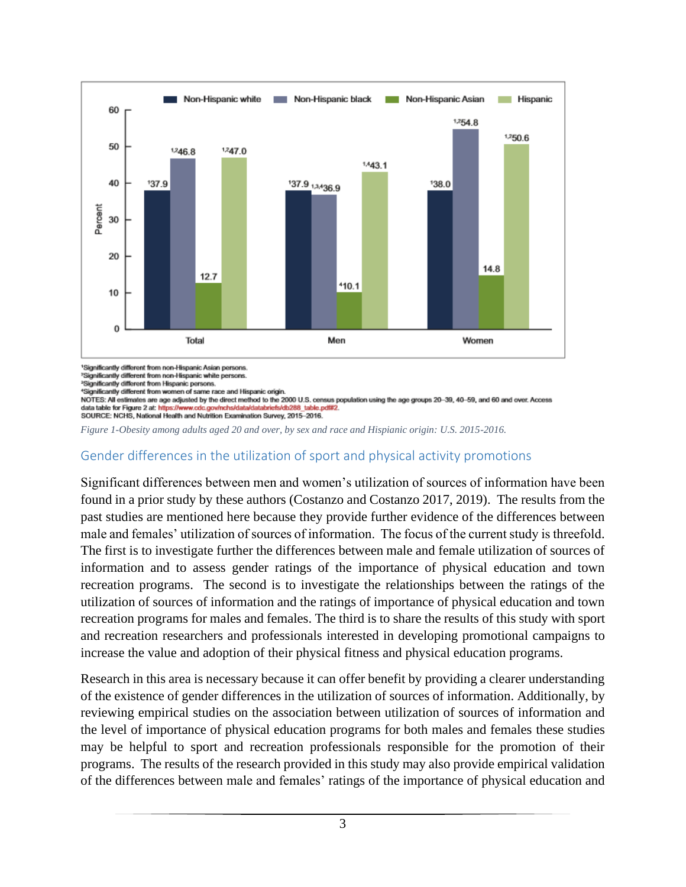| | Non-Hispanic white | Non-Hispanic black | Non-Hispanic Asian | Hispanic |
|---|---|---|---|---|
| Total | [1]37.9 | [1,2]46.8 | 12.7 | [1,2]47.0 |
| Men | [1]37.9 | [1,3,4]36.9 | [4]10.1 | [1,4]43.1 |
| Women | [1]38.0 | [1,2]54.8 | 14.8 | [1,2]50.6 |

[1]Significantly different from non-Hispanic Asian persons.
[2]Significantly different from non-Hispanic white persons.
[3]Significantly different from Hispanic persons.
[4]Significantly different from women of same race and Hispanic origin.
NOTES: All estimates are age adjusted by the direct method to the 2000 U.S. census population using the age groups 20–39, 40–59, and 60 and over. Access data table for Figure 2 at: https://www.cdc.gov/nchs/data/databriefs/db288_table.pdf#2.
SOURCE: NCHS, National Health and Nutrition Examination Survey, 2015–2016.

*Figure 1-Obesity among adults aged 20 and over, by sex and race and Hispianic origin: U.S. 2015-2016.*

## Gender differences in the utilization of sport and physical activity promotions

Significant differences between men and women's utilization of sources of information have been found in a prior study by these authors (Costanzo and Costanzo 2017, 2019). The results from the past studies are mentioned here because they provide further evidence of the differences between male and females' utilization of sources of information. The focus of the current study is threefold. The first is to investigate further the differences between male and female utilization of sources of information and to assess gender ratings of the importance of physical education and town recreation programs. The second is to investigate the relationships between the ratings of the utilization of sources of information and the ratings of importance of physical education and town recreation programs for males and females. The third is to share the results of this study with sport and recreation researchers and professionals interested in developing promotional campaigns to increase the value and adoption of their physical fitness and physical education programs.

Research in this area is necessary because it can offer benefit by providing a clearer understanding of the existence of gender differences in the utilization of sources of information. Additionally, by reviewing empirical studies on the association between utilization of sources of information and the level of importance of physical education programs for both males and females these studies may be helpful to sport and recreation professionals responsible for the promotion of their programs. The results of the research provided in this study may also provide empirical validation of the differences between male and females' ratings of the importance of physical education and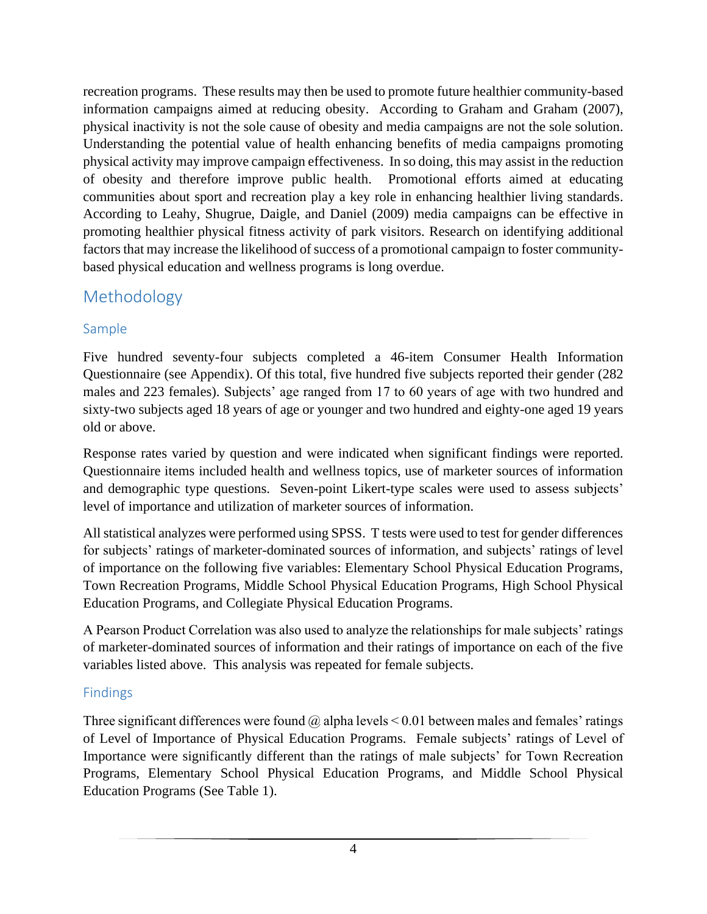recreation programs. These results may then be used to promote future healthier community-based information campaigns aimed at reducing obesity. According to Graham and Graham (2007), physical inactivity is not the sole cause of obesity and media campaigns are not the sole solution. Understanding the potential value of health enhancing benefits of media campaigns promoting physical activity may improve campaign effectiveness. In so doing, this may assist in the reduction of obesity and therefore improve public health. Promotional efforts aimed at educating communities about sport and recreation play a key role in enhancing healthier living standards. According to Leahy, Shugrue, Daigle, and Daniel (2009) media campaigns can be effective in promoting healthier physical fitness activity of park visitors. Research on identifying additional factors that may increase the likelihood of success of a promotional campaign to foster community-based physical education and wellness programs is long overdue.

## Methodology

### Sample

Five hundred seventy-four subjects completed a 46-item Consumer Health Information Questionnaire (see Appendix). Of this total, five hundred five subjects reported their gender (282 males and 223 females). Subjects' age ranged from 17 to 60 years of age with two hundred and sixty-two subjects aged 18 years of age or younger and two hundred and eighty-one aged 19 years old or above.

Response rates varied by question and were indicated when significant findings were reported. Questionnaire items included health and wellness topics, use of marketer sources of information and demographic type questions. Seven-point Likert-type scales were used to assess subjects' level of importance and utilization of marketer sources of information.

All statistical analyzes were performed using SPSS. T tests were used to test for gender differences for subjects' ratings of marketer-dominated sources of information, and subjects' ratings of level of importance on the following five variables: Elementary School Physical Education Programs, Town Recreation Programs, Middle School Physical Education Programs, High School Physical Education Programs, and Collegiate Physical Education Programs.

A Pearson Product Correlation was also used to analyze the relationships for male subjects' ratings of marketer-dominated sources of information and their ratings of importance on each of the five variables listed above. This analysis was repeated for female subjects.

### Findings

Three significant differences were found @ alpha levels < 0.01 between males and females' ratings of Level of Importance of Physical Education Programs. Female subjects' ratings of Level of Importance were significantly different than the ratings of male subjects' for Town Recreation Programs, Elementary School Physical Education Programs, and Middle School Physical Education Programs (See Table 1).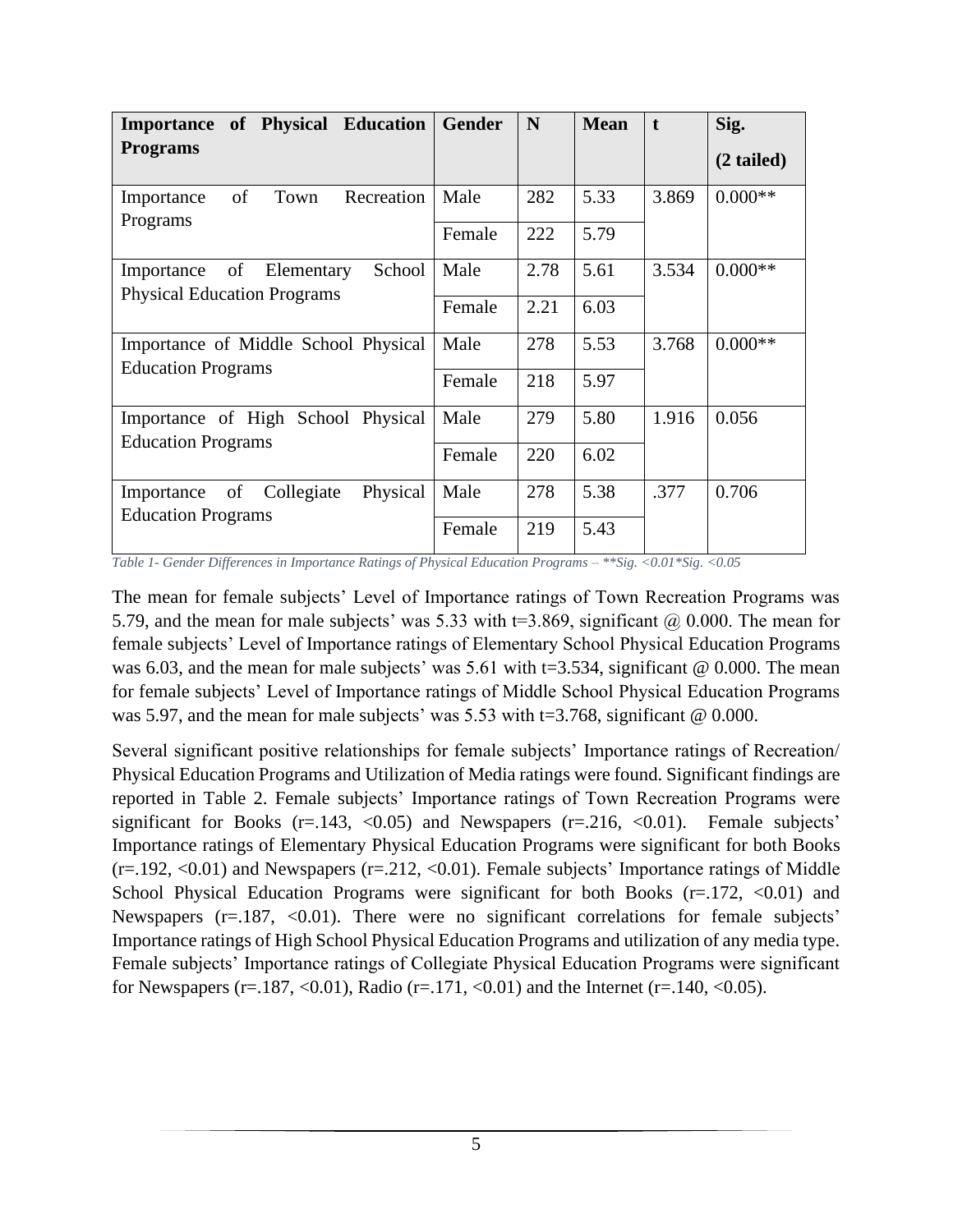| Importance of Physical Education Programs | Gender | N | Mean | t | Sig. (2 tailed) |
|---|---|---|---|---|---|
| Importance of Town Recreation Programs | Male | 282 | 5.33 | 3.869 | 0.000** |
| | Female | 222 | 5.79 | | |
| Importance of Elementary School Physical Education Programs | Male | 2.78 | 5.61 | 3.534 | 0.000** |
| | Female | 2.21 | 6.03 | | |
| Importance of Middle School Physical Education Programs | Male | 278 | 5.53 | 3.768 | 0.000** |
| | Female | 218 | 5.97 | | |
| Importance of High School Physical Education Programs | Male | 279 | 5.80 | 1.916 | 0.056 |
| | Female | 220 | 6.02 | | |
| Importance of Collegiate Physical Education Programs | Male | 278 | 5.38 | .377 | 0.706 |
| | Female | 219 | 5.43 | | |

*Table 1- Gender Differences in Importance Ratings of Physical Education Programs – **Sig. <0.01*Sig. <0.05*

The mean for female subjects' Level of Importance ratings of Town Recreation Programs was 5.79, and the mean for male subjects' was 5.33 with t=3.869, significant @ 0.000. The mean for female subjects' Level of Importance ratings of Elementary School Physical Education Programs was 6.03, and the mean for male subjects' was 5.61 with t=3.534, significant @ 0.000. The mean for female subjects' Level of Importance ratings of Middle School Physical Education Programs was 5.97, and the mean for male subjects' was 5.53 with t=3.768, significant @ 0.000.

Several significant positive relationships for female subjects' Importance ratings of Recreation/ Physical Education Programs and Utilization of Media ratings were found. Significant findings are reported in Table 2. Female subjects' Importance ratings of Town Recreation Programs were significant for Books (r=.143, <0.05) and Newspapers (r=.216, <0.01). Female subjects' Importance ratings of Elementary Physical Education Programs were significant for both Books (r=.192, <0.01) and Newspapers (r=.212, <0.01). Female subjects' Importance ratings of Middle School Physical Education Programs were significant for both Books (r=.172, <0.01) and Newspapers (r=.187, <0.01). There were no significant correlations for female subjects' Importance ratings of High School Physical Education Programs and utilization of any media type. Female subjects' Importance ratings of Collegiate Physical Education Programs were significant for Newspapers (r=.187, <0.01), Radio (r=.171, <0.01) and the Internet (r=.140, <0.05).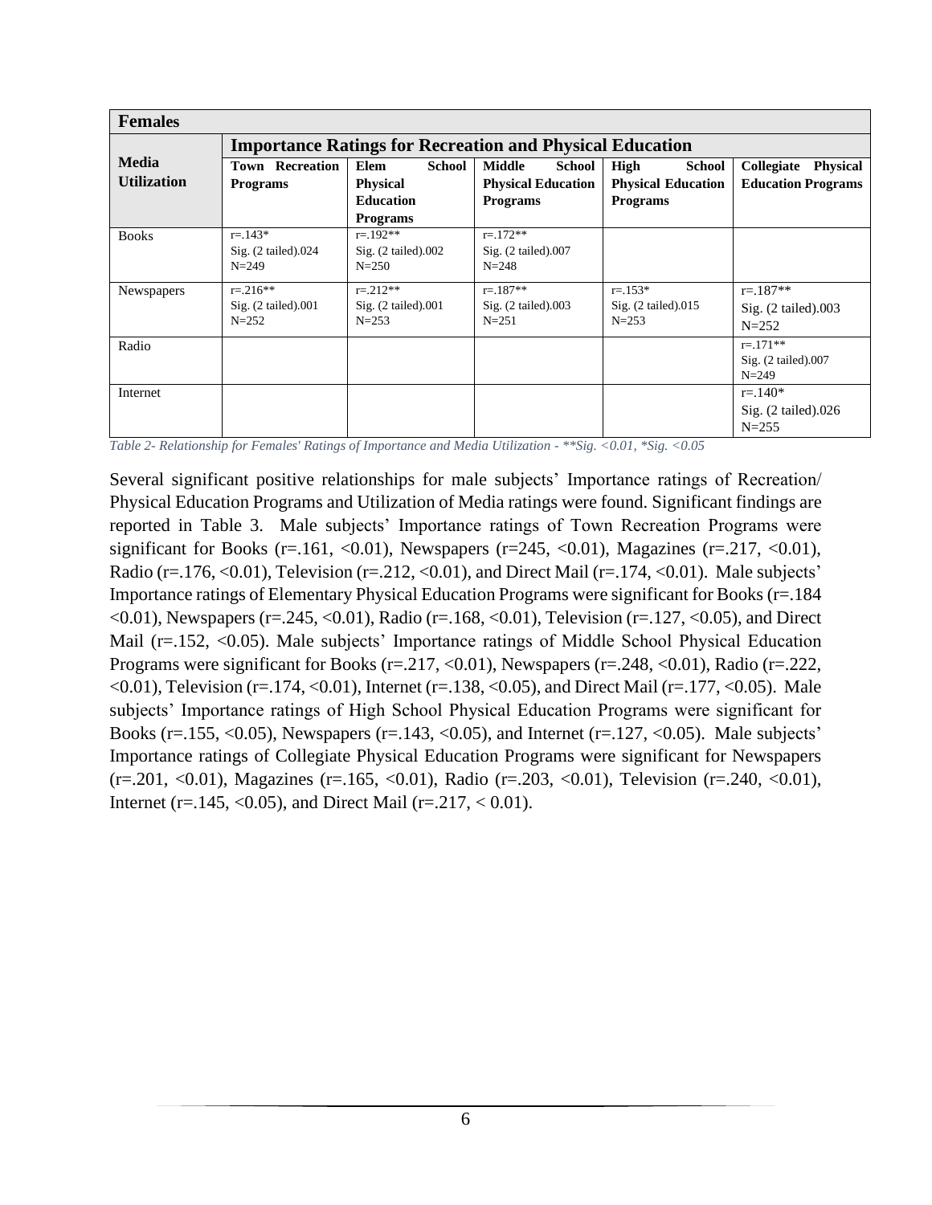| **Females** | | | | | |
|---|---|---|---|---|---|
| **Media Utilization** | **Importance Ratings for Recreation and Physical Education** | | | | |
| | **Town Recreation Programs** | **Elem School Physical Education Programs** | **Middle School Physical Education Programs** | **High School Physical Education Programs** | **Collegiate Physical Education Programs** |
| Books | r=.143* Sig. (2 tailed).024 N=249 | r=.192** Sig. (2 tailed).002 N=250 | r=.172** Sig. (2 tailed).007 N=248 | | |
| Newspapers | r=.216** Sig. (2 tailed).001 N=252 | r=.212** Sig. (2 tailed).001 N=253 | r=.187** Sig. (2 tailed).003 N=251 | r=.153* Sig. (2 tailed).015 N=253 | r=.187** Sig. (2 tailed).003 N=252 |
| Radio | | | | | r=.171** Sig. (2 tailed).007 N=249 |
| Internet | | | | | r=.140* Sig. (2 tailed).026 N=255 |

*Table 2- Relationship for Females' Ratings of Importance and Media Utilization - **Sig. <0.01, *Sig. <0.05*

Several significant positive relationships for male subjects' Importance ratings of Recreation/ Physical Education Programs and Utilization of Media ratings were found. Significant findings are reported in Table 3. Male subjects' Importance ratings of Town Recreation Programs were significant for Books (r=.161, <0.01), Newspapers (r=245, <0.01), Magazines (r=.217, <0.01), Radio (r=.176, <0.01), Television (r=.212, <0.01), and Direct Mail (r=.174, <0.01). Male subjects' Importance ratings of Elementary Physical Education Programs were significant for Books (r=.184 <0.01), Newspapers (r=.245, <0.01), Radio (r=.168, <0.01), Television (r=.127, <0.05), and Direct Mail (r=.152, <0.05). Male subjects' Importance ratings of Middle School Physical Education Programs were significant for Books (r=.217, <0.01), Newspapers (r=.248, <0.01), Radio (r=.222, <0.01), Television (r=.174, <0.01), Internet (r=.138, <0.05), and Direct Mail (r=.177, <0.05). Male subjects' Importance ratings of High School Physical Education Programs were significant for Books (r=.155, <0.05), Newspapers (r=.143, <0.05), and Internet (r=.127, <0.05). Male subjects' Importance ratings of Collegiate Physical Education Programs were significant for Newspapers (r=.201, <0.01), Magazines (r=.165, <0.01), Radio (r=.203, <0.01), Television (r=.240, <0.01), Internet (r=.145, <0.05), and Direct Mail (r=.217, < 0.01).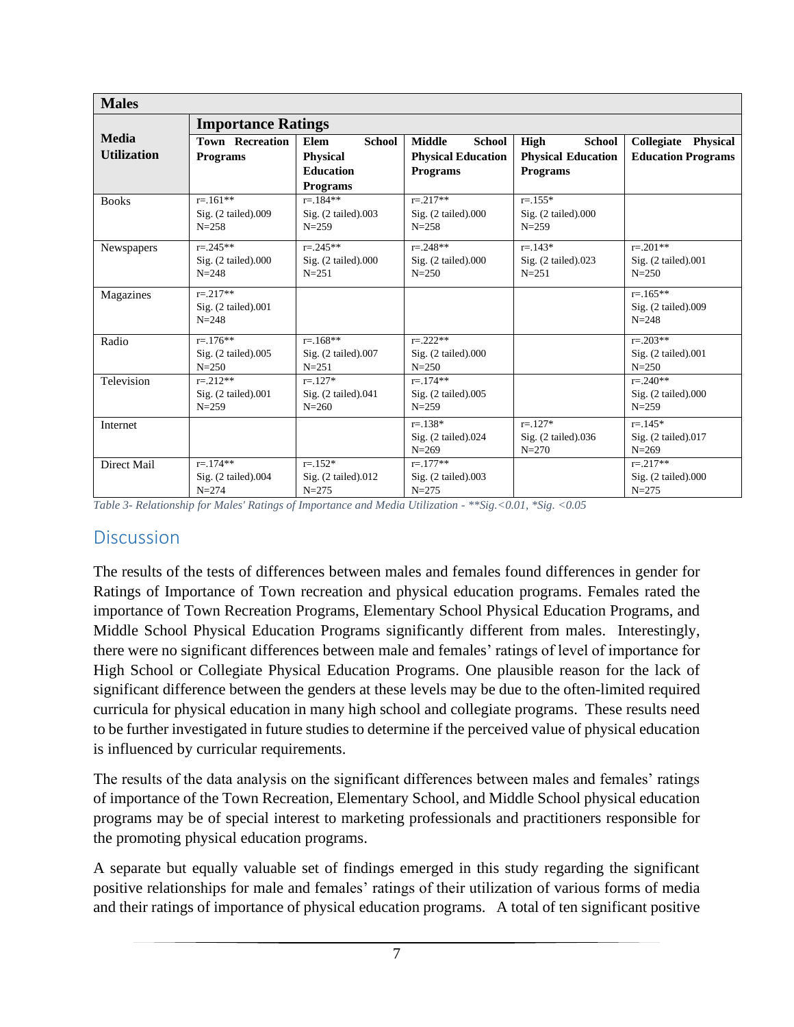| **Males** | | | | | |
|---|---|---|---|---|---|
| **Media Utilization** | **Importance Ratings** | | | | |
| | **Town Recreation Programs** | **Elem School Physical Education Programs** | **Middle School Physical Education Programs** | **High School Physical Education Programs** | **Collegiate Physical Education Programs** |
| Books | r=.161** Sig. (2 tailed).009 N=258 | r=.184** Sig. (2 tailed).003 N=259 | r=.217** Sig. (2 tailed).000 N=258 | r=.155* Sig. (2 tailed).000 N=259 | |
| Newspapers | r=.245** Sig. (2 tailed).000 N=248 | r=.245** Sig. (2 tailed).000 N=251 | r=.248** Sig. (2 tailed).000 N=250 | r=.143* Sig. (2 tailed).023 N=251 | r=.201** Sig. (2 tailed).001 N=250 |
| Magazines | r=.217** Sig. (2 tailed).001 N=248 | | | | r=.165** Sig. (2 tailed).009 N=248 |
| Radio | r=.176** Sig. (2 tailed).005 N=250 | r=.168** Sig. (2 tailed).007 N=251 | r=.222** Sig. (2 tailed).000 N=250 | | r=.203** Sig. (2 tailed).001 N=250 |
| Television | r=.212** Sig. (2 tailed).001 N=259 | r=.127* Sig. (2 tailed).041 N=260 | r=.174** Sig. (2 tailed).005 N=259 | | r=.240** Sig. (2 tailed).000 N=259 |
| Internet | | | r=.138* Sig. (2 tailed).024 N=269 | r=.127* Sig. (2 tailed).036 N=270 | r=.145* Sig. (2 tailed).017 N=269 |
| Direct Mail | r=.174** Sig. (2 tailed).004 N=274 | r=.152* Sig. (2 tailed).012 N=275 | r=.177** Sig. (2 tailed).003 N=275 | | r=.217** Sig. (2 tailed).000 N=275 |

*Table 3- Relationship for Males' Ratings of Importance and Media Utilization - **Sig.<0.01, *Sig. <0.05*

## Discussion

The results of the tests of differences between males and females found differences in gender for Ratings of Importance of Town recreation and physical education programs. Females rated the importance of Town Recreation Programs, Elementary School Physical Education Programs, and Middle School Physical Education Programs significantly different from males. Interestingly, there were no significant differences between male and females' ratings of level of importance for High School or Collegiate Physical Education Programs. One plausible reason for the lack of significant difference between the genders at these levels may be due to the often-limited required curricula for physical education in many high school and collegiate programs. These results need to be further investigated in future studies to determine if the perceived value of physical education is influenced by curricular requirements.

The results of the data analysis on the significant differences between males and females' ratings of importance of the Town Recreation, Elementary School, and Middle School physical education programs may be of special interest to marketing professionals and practitioners responsible for the promoting physical education programs.

A separate but equally valuable set of findings emerged in this study regarding the significant positive relationships for male and females' ratings of their utilization of various forms of media and their ratings of importance of physical education programs. A total of ten significant positive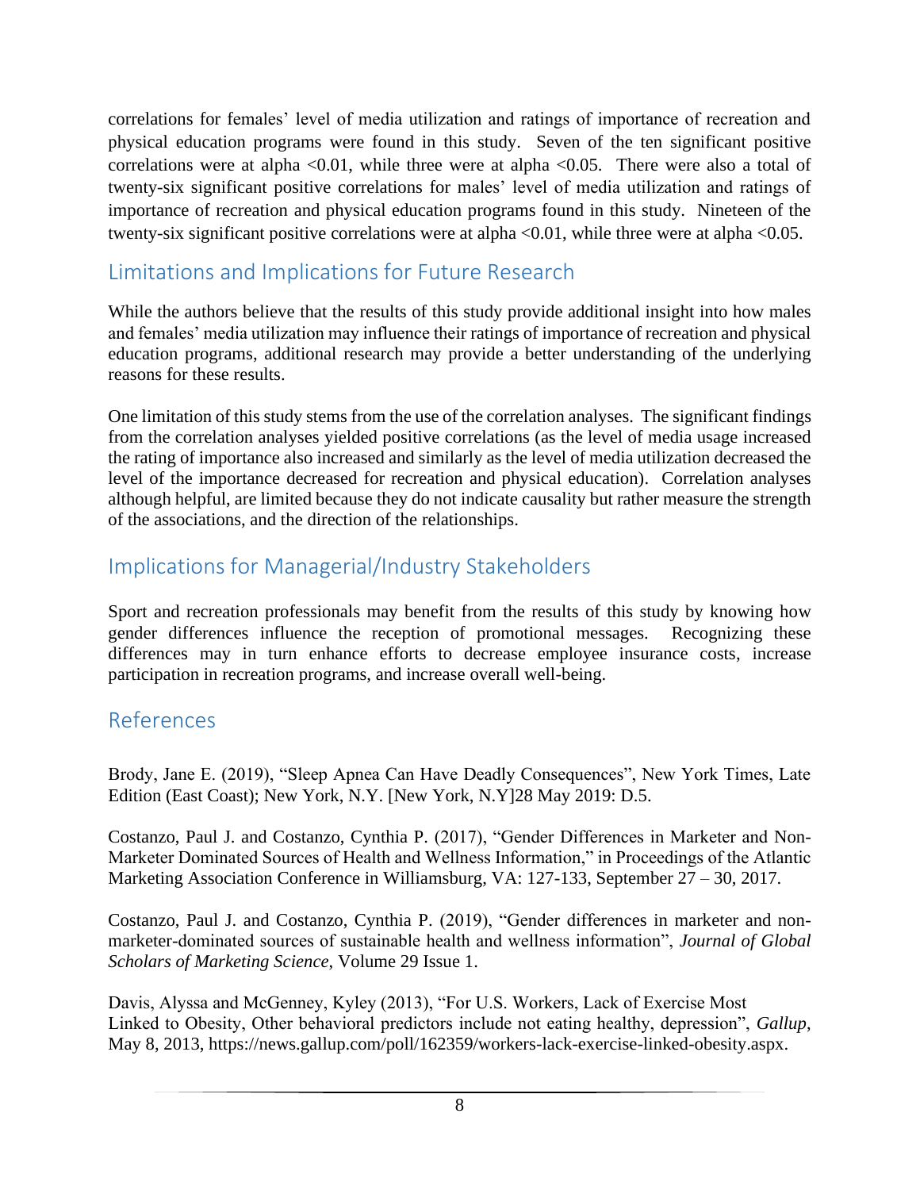correlations for females' level of media utilization and ratings of importance of recreation and physical education programs were found in this study. Seven of the ten significant positive correlations were at alpha <0.01, while three were at alpha <0.05. There were also a total of twenty-six significant positive correlations for males' level of media utilization and ratings of importance of recreation and physical education programs found in this study. Nineteen of the twenty-six significant positive correlations were at alpha <0.01, while three were at alpha <0.05.

## Limitations and Implications for Future Research

While the authors believe that the results of this study provide additional insight into how males and females' media utilization may influence their ratings of importance of recreation and physical education programs, additional research may provide a better understanding of the underlying reasons for these results.

One limitation of this study stems from the use of the correlation analyses. The significant findings from the correlation analyses yielded positive correlations (as the level of media usage increased the rating of importance also increased and similarly as the level of media utilization decreased the level of the importance decreased for recreation and physical education). Correlation analyses although helpful, are limited because they do not indicate causality but rather measure the strength of the associations, and the direction of the relationships.

## Implications for Managerial/Industry Stakeholders

Sport and recreation professionals may benefit from the results of this study by knowing how gender differences influence the reception of promotional messages. Recognizing these differences may in turn enhance efforts to decrease employee insurance costs, increase participation in recreation programs, and increase overall well-being.

## References

Brody, Jane E. (2019), "Sleep Apnea Can Have Deadly Consequences", New York Times, Late Edition (East Coast); New York, N.Y. [New York, N.Y]28 May 2019: D.5.

Costanzo, Paul J. and Costanzo, Cynthia P. (2017), "Gender Differences in Marketer and Non-Marketer Dominated Sources of Health and Wellness Information," in Proceedings of the Atlantic Marketing Association Conference in Williamsburg, VA: 127-133, September 27 – 30, 2017.

Costanzo, Paul J. and Costanzo, Cynthia P. (2019), "Gender differences in marketer and non-marketer-dominated sources of sustainable health and wellness information", *Journal of Global Scholars of Marketing Science*, Volume 29 Issue 1.

Davis, Alyssa and McGenney, Kyley (2013), "For U.S. Workers, Lack of Exercise Most Linked to Obesity, Other behavioral predictors include not eating healthy, depression", *Gallup*, May 8, 2013, https://news.gallup.com/poll/162359/workers-lack-exercise-linked-obesity.aspx.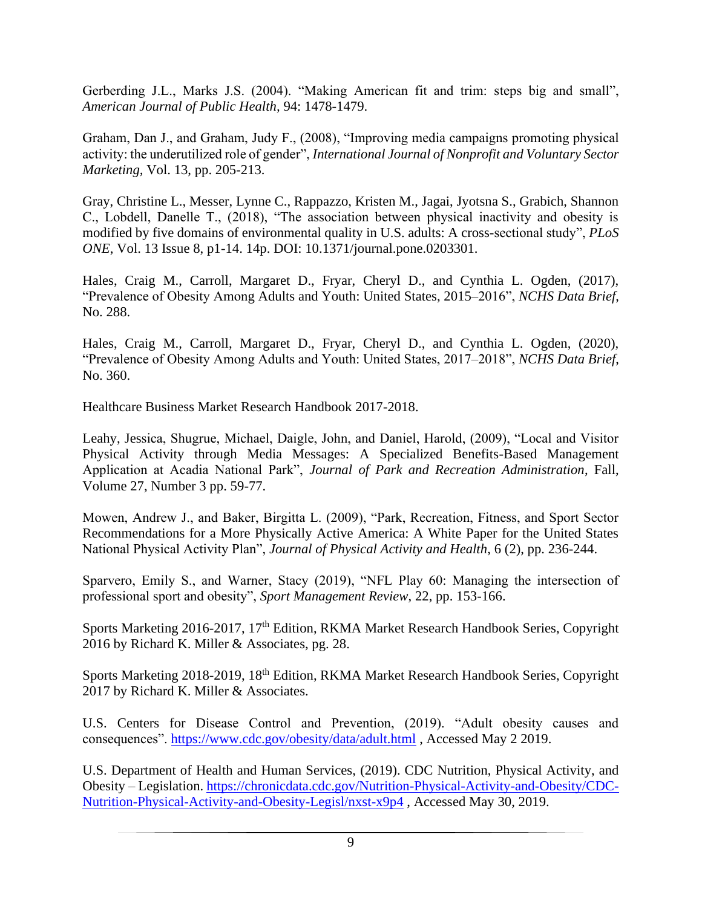Gerberding J.L., Marks J.S. (2004). "Making American fit and trim: steps big and small", *American Journal of Public Health,* 94: 1478-1479.

Graham, Dan J., and Graham, Judy F., (2008), "Improving media campaigns promoting physical activity: the underutilized role of gender", *International Journal of Nonprofit and Voluntary Sector Marketing,* Vol. 13, pp. 205-213.

Gray, Christine L., Messer, Lynne C., Rappazzo, Kristen M., Jagai, Jyotsna S., Grabich, Shannon C., Lobdell, Danelle T., (2018), "The association between physical inactivity and obesity is modified by five domains of environmental quality in U.S. adults: A cross-sectional study", *PLoS ONE*, Vol. 13 Issue 8, p1-14. 14p. DOI: 10.1371/journal.pone.0203301.

Hales, Craig M., Carroll, Margaret D., Fryar, Cheryl D., and Cynthia L. Ogden, (2017), "Prevalence of Obesity Among Adults and Youth: United States, 2015–2016", *NCHS Data Brief,* No. 288.

Hales, Craig M., Carroll, Margaret D., Fryar, Cheryl D., and Cynthia L. Ogden, (2020), "Prevalence of Obesity Among Adults and Youth: United States, 2017–2018", *NCHS Data Brief,* No. 360.

Healthcare Business Market Research Handbook 2017-2018.

Leahy, Jessica, Shugrue, Michael, Daigle, John, and Daniel, Harold, (2009), "Local and Visitor Physical Activity through Media Messages: A Specialized Benefits-Based Management Application at Acadia National Park", *Journal of Park and Recreation Administration,* Fall, Volume 27, Number 3 pp. 59-77.

Mowen, Andrew J., and Baker, Birgitta L. (2009), "Park, Recreation, Fitness, and Sport Sector Recommendations for a More Physically Active America: A White Paper for the United States National Physical Activity Plan", *Journal of Physical Activity and Health,* 6 (2), pp. 236-244.

Sparvero, Emily S., and Warner, Stacy (2019), "NFL Play 60: Managing the intersection of professional sport and obesity", *Sport Management Review*, 22, pp. 153-166.

Sports Marketing 2016-2017, 17th Edition, RKMA Market Research Handbook Series, Copyright 2016 by Richard K. Miller & Associates, pg. 28.

Sports Marketing 2018-2019, 18th Edition, RKMA Market Research Handbook Series, Copyright 2017 by Richard K. Miller & Associates.

U.S. Centers for Disease Control and Prevention, (2019). "Adult obesity causes and consequences". https://www.cdc.gov/obesity/data/adult.html , Accessed May 2 2019.

U.S. Department of Health and Human Services, (2019). CDC Nutrition, Physical Activity, and Obesity – Legislation. https://chronicdata.cdc.gov/Nutrition-Physical-Activity-and-Obesity/CDC-Nutrition-Physical-Activity-and-Obesity-Legisl/nxst-x9p4 , Accessed May 30, 2019.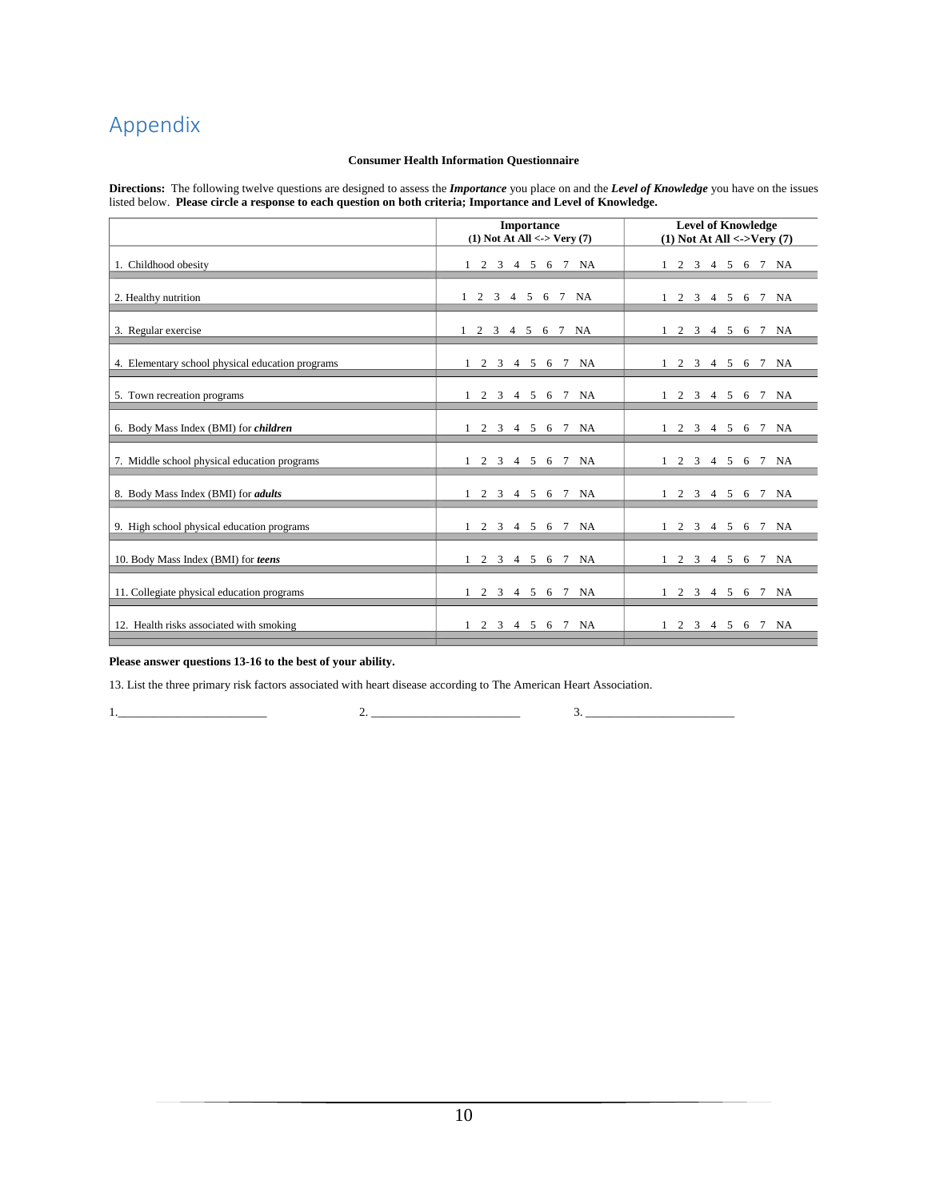# Appendix

**Consumer Health Information Questionnaire**

**Directions:** The following twelve questions are designed to assess the ***Importance*** you place on and the ***Level of Knowledge*** you have on the issues listed below. **Please circle a response to each question on both criteria; Importance and Level of Knowledge.**

| | **Importance**<br>**(1) Not At All <-> Very (7)** | **Level of Knowledge**<br>**(1) Not At All <->Very (7)** |
|---|---|---|
| 1. Childhood obesity | 1 2 3 4 5 6 7 NA | 1 2 3 4 5 6 7 NA |
| 2. Healthy nutrition | 1 2 3 4 5 6 7 NA | 1 2 3 4 5 6 7 NA |
| 3. Regular exercise | 1 2 3 4 5 6 7 NA | 1 2 3 4 5 6 7 NA |
| 4. Elementary school physical education programs | 1 2 3 4 5 6 7 NA | 1 2 3 4 5 6 7 NA |
| 5. Town recreation programs | 1 2 3 4 5 6 7 NA | 1 2 3 4 5 6 7 NA |
| 6. Body Mass Index (BMI) for ***children*** | 1 2 3 4 5 6 7 NA | 1 2 3 4 5 6 7 NA |
| 7. Middle school physical education programs | 1 2 3 4 5 6 7 NA | 1 2 3 4 5 6 7 NA |
| 8. Body Mass Index (BMI) for ***adults*** | 1 2 3 4 5 6 7 NA | 1 2 3 4 5 6 7 NA |
| 9. High school physical education programs | 1 2 3 4 5 6 7 NA | 1 2 3 4 5 6 7 NA |
| 10. Body Mass Index (BMI) for ***teens*** | 1 2 3 4 5 6 7 NA | 1 2 3 4 5 6 7 NA |
| 11. Collegiate physical education programs | 1 2 3 4 5 6 7 NA | 1 2 3 4 5 6 7 NA |
| 12. Health risks associated with smoking | 1 2 3 4 5 6 7 NA | 1 2 3 4 5 6 7 NA |

**Please answer questions 13-16 to the best of your ability.**

13. List the three primary risk factors associated with heart disease according to The American Heart Association.

1.________________________ 2. ________________________ 3. ________________________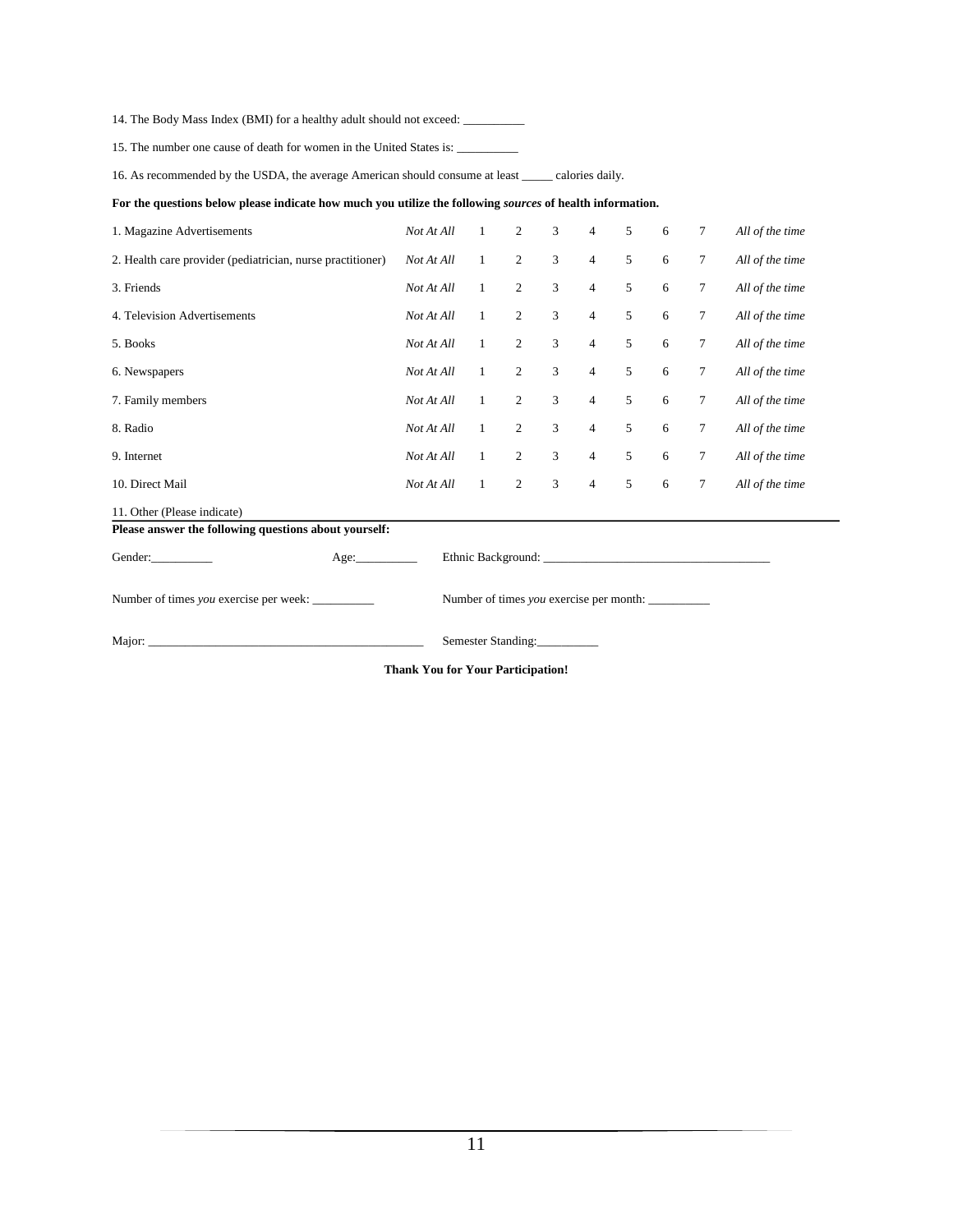14. The Body Mass Index (BMI) for a healthy adult should not exceed: __________

15. The number one cause of death for women in the United States is: __________

16. As recommended by the USDA, the average American should consume at least _____ calories daily.

**For the questions below please indicate how much you utilize the following *sources* of health information.**

| | | | | | | | | | |
|---|---|---|---|---|---|---|---|---|---|
| 1. Magazine Advertisements | *Not At All* | 1 | 2 | 3 | 4 | 5 | 6 | 7 | *All of the time* |
| 2. Health care provider (pediatrician, nurse practitioner) | *Not At All* | 1 | 2 | 3 | 4 | 5 | 6 | 7 | *All of the time* |
| 3. Friends | *Not At All* | 1 | 2 | 3 | 4 | 5 | 6 | 7 | *All of the time* |
| 4. Television Advertisements | *Not At All* | 1 | 2 | 3 | 4 | 5 | 6 | 7 | *All of the time* |
| 5. Books | *Not At All* | 1 | 2 | 3 | 4 | 5 | 6 | 7 | *All of the time* |
| 6. Newspapers | *Not At All* | 1 | 2 | 3 | 4 | 5 | 6 | 7 | *All of the time* |
| 7. Family members | *Not At All* | 1 | 2 | 3 | 4 | 5 | 6 | 7 | *All of the time* |
| 8. Radio | *Not At All* | 1 | 2 | 3 | 4 | 5 | 6 | 7 | *All of the time* |
| 9. Internet | *Not At All* | 1 | 2 | 3 | 4 | 5 | 6 | 7 | *All of the time* |
| 10. Direct Mail | *Not At All* | 1 | 2 | 3 | 4 | 5 | 6 | 7 | *All of the time* |

11. Other (Please indicate)

**Please answer the following questions about yourself:**

Gender:__________ Age:__________ Ethnic Background: ____________________________________

Number of times *you* exercise per week: __________ Number of times *you* exercise per month: __________

Major: ______________________________________________ Semester Standing:__________

**Thank You for Your Participation!**